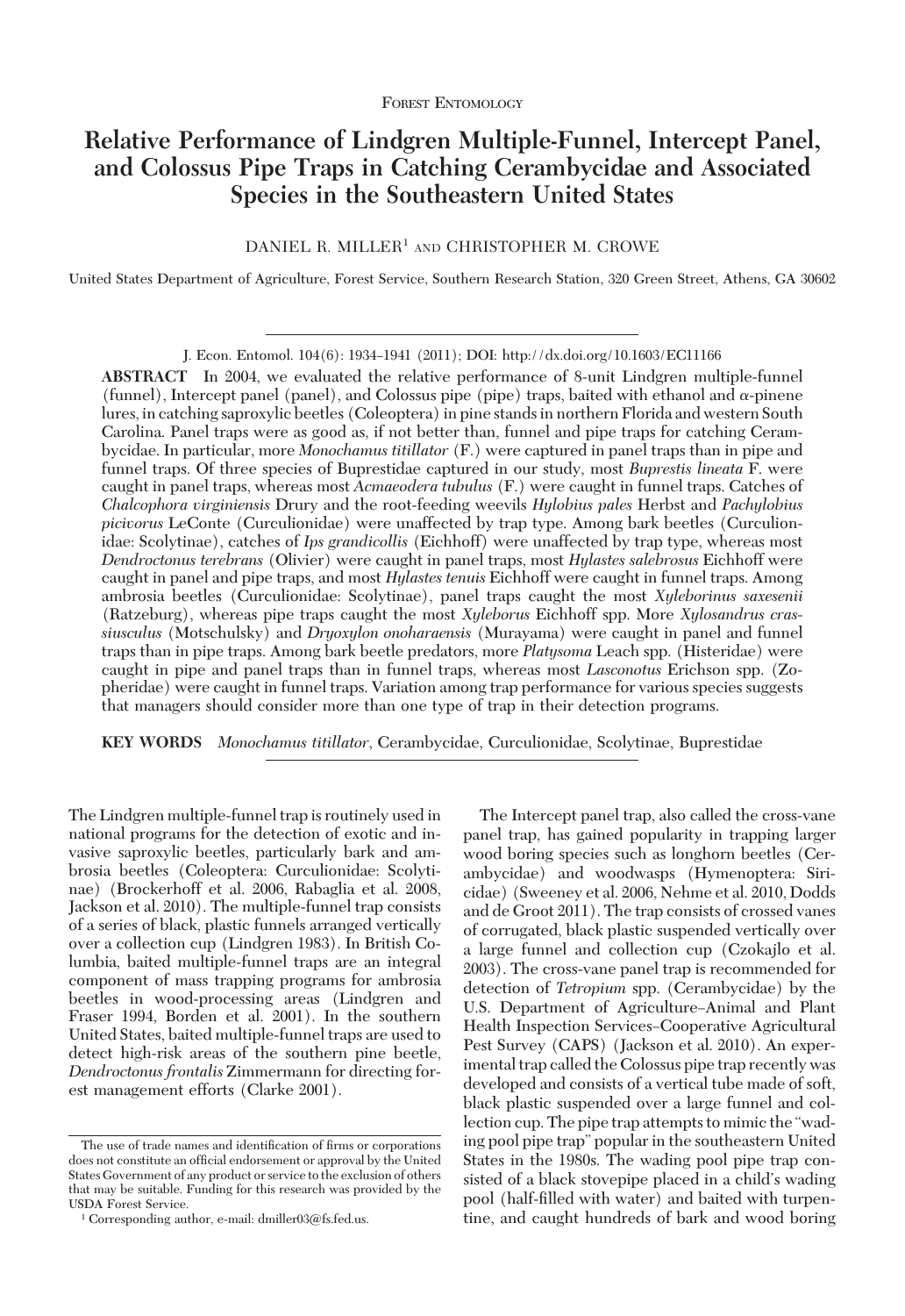Forest Entomology

# Relative Performance of Lindgren Multiple-Funnel, Intercept Panel, and Colossus Pipe Traps in Catching Cerambycidae and Associated Species in the Southeastern United States

DANIEL R. MILLER[1] AND CHRISTOPHER M. CROWE

United States Department of Agriculture, Forest Service, Southern Research Station, 320 Green Street, Athens, GA 30602

J. Econ. Entomol. 104(6): 1934–1941 (2011); DOI: http://dx.doi.org/10.1603/EC11166

**ABSTRACT** In 2004, we evaluated the relative performance of 8-unit Lindgren multiple-funnel (funnel), Intercept panel (panel), and Colossus pipe (pipe) traps, baited with ethanol and α-pinene lures, in catching saproxylic beetles (Coleoptera) in pine stands in northern Florida and western South Carolina. Panel traps were as good as, if not better than, funnel and pipe traps for catching Cerambycidae. In particular, more *Monochamus titillator* (F.) were captured in panel traps than in pipe and funnel traps. Of three species of Buprestidae captured in our study, most *Buprestis lineata* F. were caught in panel traps, whereas most *Acmaeodera tubulus* (F.) were caught in funnel traps. Catches of *Chalcophora virginiensis* Drury and the root-feeding weevils *Hylobius pales* Herbst and *Pachylobius picivorus* LeConte (Curculionidae) were unaffected by trap type. Among bark beetles (Curculionidae: Scolytinae), catches of *Ips grandicollis* (Eichhoff) were unaffected by trap type, whereas most *Dendroctonus terebrans* (Olivier) were caught in panel traps, most *Hylastes salebrosus* Eichhoff were caught in panel and pipe traps, and most *Hylastes tenuis* Eichhoff were caught in funnel traps. Among ambrosia beetles (Curculionidae: Scolytinae), panel traps caught the most *Xyleborinus saxesenii* (Ratzeburg), whereas pipe traps caught the most *Xyleborus* Eichhoff spp. More *Xylosandrus crassiusculus* (Motschulsky) and *Dryoxylon onoharaensis* (Murayama) were caught in panel and funnel traps than in pipe traps. Among bark beetle predators, more *Platysoma* Leach spp. (Histeridae) were caught in pipe and panel traps than in funnel traps, whereas most *Lasconotus* Erichson spp. (Zopheridae) were caught in funnel traps. Variation among trap performance for various species suggests that managers should consider more than one type of trap in their detection programs.

**KEY WORDS** *Monochamus titillator*, Cerambycidae, Curculionidae, Scolytinae, Buprestidae

The Lindgren multiple-funnel trap is routinely used in national programs for the detection of exotic and invasive saproxylic beetles, particularly bark and ambrosia beetles (Coleoptera: Curculionidae: Scolytinae) (Brockerhoff et al. 2006, Rabaglia et al. 2008, Jackson et al. 2010). The multiple-funnel trap consists of a series of black, plastic funnels arranged vertically over a collection cup (Lindgren 1983). In British Columbia, baited multiple-funnel traps are an integral component of mass trapping programs for ambrosia beetles in wood-processing areas (Lindgren and Fraser 1994, Borden et al. 2001). In the southern United States, baited multiple-funnel traps are used to detect high-risk areas of the southern pine beetle, *Dendroctonus frontalis* Zimmermann for directing forest management efforts (Clarke 2001).

The Intercept panel trap, also called the cross-vane panel trap, has gained popularity in trapping larger wood boring species such as longhorn beetles (Cerambycidae) and woodwasps (Hymenoptera: Siricidae) (Sweeney et al. 2006, Nehme et al. 2010, Dodds and de Groot 2011). The trap consists of crossed vanes of corrugated, black plastic suspended vertically over a large funnel and collection cup (Czokajlo et al. 2003). The cross-vane panel trap is recommended for detection of *Tetropium* spp. (Cerambycidae) by the U.S. Department of Agriculture–Animal and Plant Health Inspection Services–Cooperative Agricultural Pest Survey (CAPS) (Jackson et al. 2010). An experimental trap called the Colossus pipe trap recently was developed and consists of a vertical tube made of soft, black plastic suspended over a large funnel and collection cup. The pipe trap attempts to mimic the "wading pool pipe trap" popular in the southeastern United States in the 1980s. The wading pool pipe trap consisted of a black stovepipe placed in a child's wading pool (half-filled with water) and baited with turpentine, and caught hundreds of bark and wood boring

The use of trade names and identification of firms or corporations does not constitute an official endorsement or approval by the United States Government of any product or service to the exclusion of others that may be suitable. Funding for this research was provided by the USDA Forest Service.

[1] Corresponding author, e-mail: dmiller03@fs.fed.us.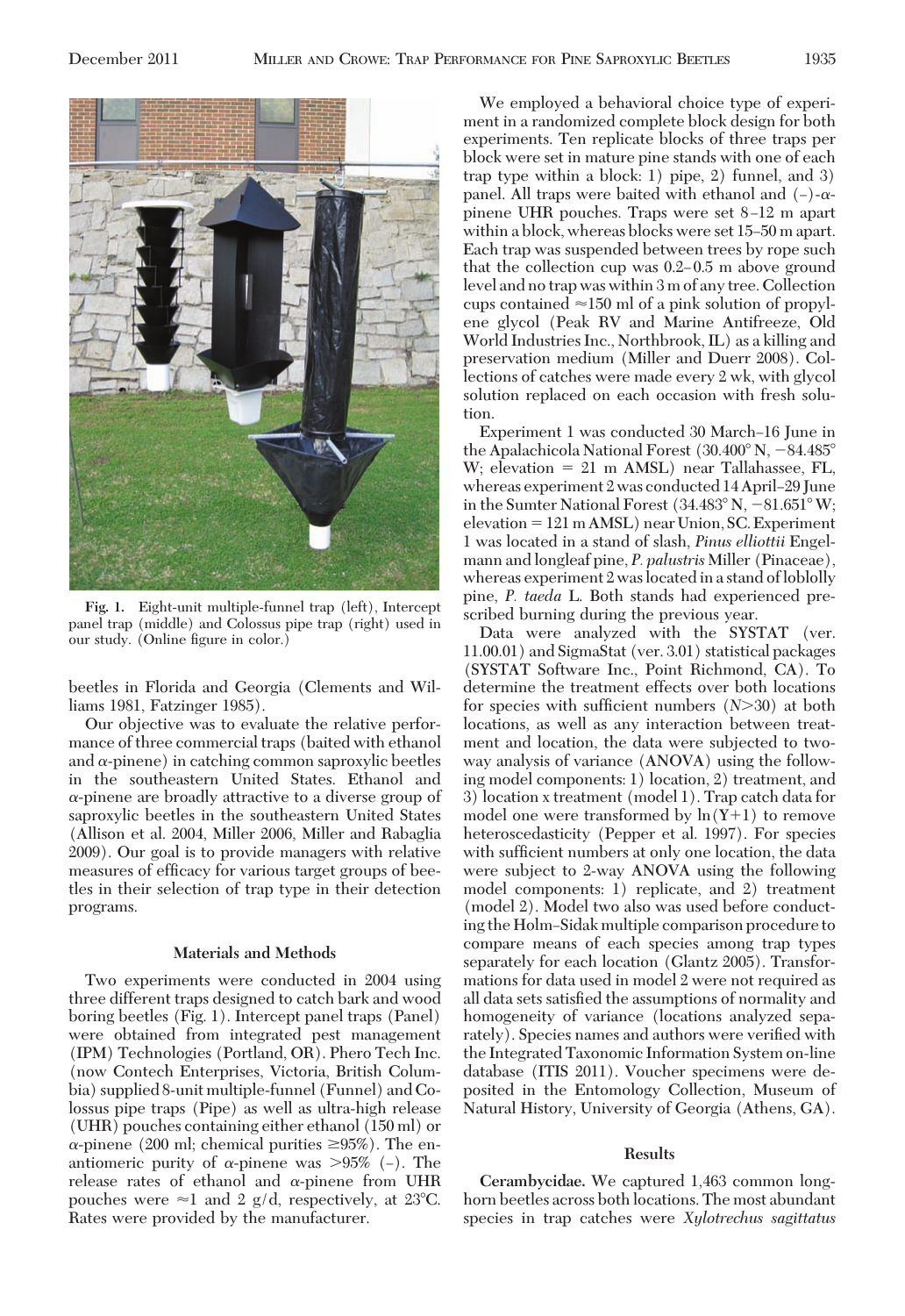Fig. 1. Eight-unit multiple-funnel trap (left), Intercept panel trap (middle) and Colossus pipe trap (right) used in our study. (Online figure in color.)

beetles in Florida and Georgia (Clements and Williams 1981, Fatzinger 1985).

Our objective was to evaluate the relative performance of three commercial traps (baited with ethanol and $\alpha$-pinene) in catching common saproxylic beetles in the southeastern United States. Ethanol and $\alpha$-pinene are broadly attractive to a diverse group of saproxylic beetles in the southeastern United States (Allison et al. 2004, Miller 2006, Miller and Rabaglia 2009). Our goal is to provide managers with relative measures of efficacy for various target groups of beetles in their selection of trap type in their detection programs.

## Materials and Methods

Two experiments were conducted in 2004 using three different traps designed to catch bark and wood boring beetles (Fig. 1). Intercept panel traps (Panel) were obtained from integrated pest management (IPM) Technologies (Portland, OR). Phero Tech Inc. (now Contech Enterprises, Victoria, British Columbia) supplied 8-unit multiple-funnel (Funnel) and Colossus pipe traps (Pipe) as well as ultra-high release (UHR) pouches containing either ethanol (150 ml) or $\alpha$-pinene (200 ml; chemical purities $\geq$95%). The enantiomeric purity of $\alpha$-pinene was >95% (–). The release rates of ethanol and $\alpha$-pinene from UHR pouches were $\approx$1 and 2 g/d, respectively, at 23°C. Rates were provided by the manufacturer.

We employed a behavioral choice type of experiment in a randomized complete block design for both experiments. Ten replicate blocks of three traps per block were set in mature pine stands with one of each trap type within a block: 1) pipe, 2) funnel, and 3) panel. All traps were baited with ethanol and (–)-$\alpha$-pinene UHR pouches. Traps were set 8–12 m apart within a block, whereas blocks were set 15–50 m apart. Each trap was suspended between trees by rope such that the collection cup was 0.2–0.5 m above ground level and no trap was within 3 m of any tree. Collection cups contained $\approx$150 ml of a pink solution of propylene glycol (Peak RV and Marine Antifreeze, Old World Industries Inc., Northbrook, IL) as a killing and preservation medium (Miller and Duerr 2008). Collections of catches were made every 2 wk, with glycol solution replaced on each occasion with fresh solution.

Experiment 1 was conducted 30 March–16 June in the Apalachicola National Forest (30.400° N, −84.485° W; elevation = 21 m AMSL) near Tallahassee, FL, whereas experiment 2 was conducted 14 April–29 June in the Sumter National Forest (34.483° N, −81.651° W; elevation = 121 m AMSL) near Union, SC. Experiment 1 was located in a stand of slash, *Pinus elliottii* Engelmann and longleaf pine, *P. palustris* Miller (Pinaceae), whereas experiment 2 was located in a stand of loblolly pine, *P. taeda* L. Both stands had experienced prescribed burning during the previous year.

Data were analyzed with the SYSTAT (ver. 11.00.01) and SigmaStat (ver. 3.01) statistical packages (SYSTAT Software Inc., Point Richmond, CA). To determine the treatment effects over both locations for species with sufficient numbers ($N$>30) at both locations, as well as any interaction between treatment and location, the data were subjected to two-way analysis of variance (ANOVA) using the following model components: 1) location, 2) treatment, and 3) location x treatment (model 1). Trap catch data for model one were transformed by $\ln(Y+1)$ to remove heteroscedasticity (Pepper et al. 1997). For species with sufficient numbers at only one location, the data were subject to 2-way ANOVA using the following model components: 1) replicate, and 2) treatment (model 2). Model two also was used before conducting the Holm–Sidak multiple comparison procedure to compare means of each species among trap types separately for each location (Glantz 2005). Transformations for data used in model 2 were not required as all data sets satisfied the assumptions of normality and homogeneity of variance (locations analyzed separately). Species names and authors were verified with the Integrated Taxonomic Information System on-line database (ITIS 2011). Voucher specimens were deposited in the Entomology Collection, Museum of Natural History, University of Georgia (Athens, GA).

## Results

**Cerambycidae.** We captured 1,463 common longhorn beetles across both locations. The most abundant species in trap catches were *Xylotrechus sagittatus*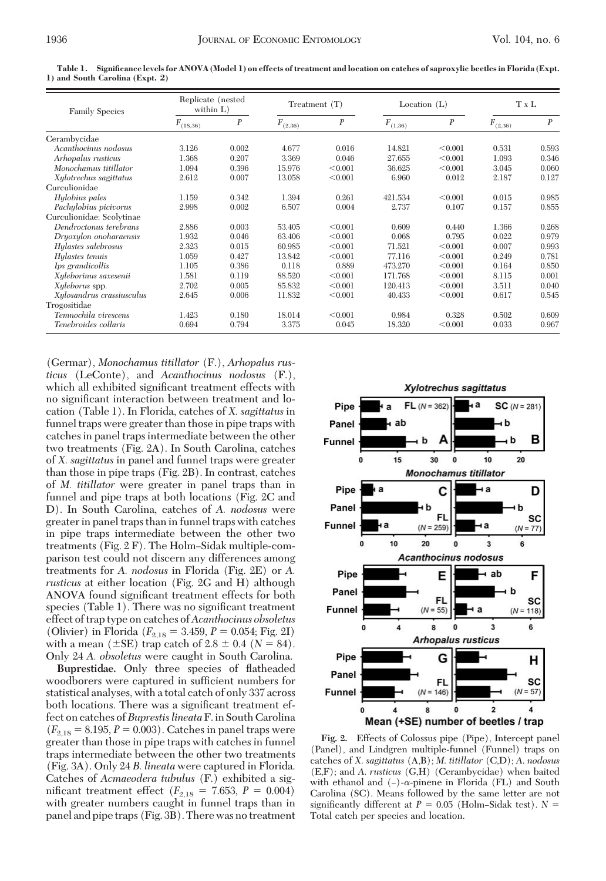**Table 1. Significance levels for ANOVA (Model 1) on effects of treatment and location on catches of saproxylic beetles in Florida (Expt. 1) and South Carolina (Expt. 2)**

| Family Species | Replicate (nested within L) | | Treatment (T) | | Location (L) | | T x L | |
|---|---|---|---|---|---|---|---|---|
| | $F_{(18,36)}$ | $P$ | $F_{(2,36)}$ | $P$ | $F_{(1,36)}$ | $P$ | $F_{(2,36)}$ | $P$ |
| Cerambycidae | | | | | | | | |
| *Acanthocinus nodosus* | 3.126 | 0.002 | 4.677 | 0.016 | 14.821 | <0.001 | 0.531 | 0.593 |
| *Arhopalus rusticus* | 1.368 | 0.207 | 3.369 | 0.046 | 27.655 | <0.001 | 1.093 | 0.346 |
| *Monochamus titillator* | 1.094 | 0.396 | 15.976 | <0.001 | 36.625 | <0.001 | 3.045 | 0.060 |
| *Xylotrechus sagittatus* | 2.612 | 0.007 | 13.058 | <0.001 | 6.960 | 0.012 | 2.187 | 0.127 |
| Curculionidae | | | | | | | | |
| *Hylobius pales* | 1.159 | 0.342 | 1.394 | 0.261 | 421.534 | <0.001 | 0.015 | 0.985 |
| *Pachylobius picivorus* | 2.998 | 0.002 | 6.507 | 0.004 | 2.737 | 0.107 | 0.157 | 0.855 |
| Curculionidae: Scolytinae | | | | | | | | |
| *Dendroctonus terebrans* | 2.886 | 0.003 | 53.405 | <0.001 | 0.609 | 0.440 | 1.366 | 0.268 |
| *Dryoxylon onoharaensis* | 1.932 | 0.046 | 63.406 | <0.001 | 0.068 | 0.795 | 0.022 | 0.979 |
| *Hylastes salebrosus* | 2.323 | 0.015 | 60.985 | <0.001 | 71.521 | <0.001 | 0.007 | 0.993 |
| *Hylastes tenuis* | 1.059 | 0.427 | 13.842 | <0.001 | 77.116 | <0.001 | 0.249 | 0.781 |
| *Ips grandicollis* | 1.105 | 0.386 | 0.118 | 0.889 | 473.270 | <0.001 | 0.164 | 0.850 |
| *Xyleborinus saxesenii* | 1.581 | 0.119 | 88.520 | <0.001 | 171.768 | <0.001 | 8.115 | 0.001 |
| *Xyleborus* spp. | 2.702 | 0.005 | 85.832 | <0.001 | 120.413 | <0.001 | 3.511 | 0.040 |
| *Xylosandrus crassiusculus* | 2.645 | 0.006 | 11.832 | <0.001 | 40.433 | <0.001 | 0.617 | 0.545 |
| Trogositidae | | | | | | | | |
| *Temnochila virescens* | 1.423 | 0.180 | 18.014 | <0.001 | 0.984 | 0.328 | 0.502 | 0.609 |
| *Tenebroides collaris* | 0.694 | 0.794 | 3.375 | 0.045 | 18.320 | <0.001 | 0.033 | 0.967 |

(Germar), *Monochamus titillator* (F.), *Arhopalus rusticus* (LeConte), and *Acanthocinus nodosus* (F.), which all exhibited significant treatment effects with no significant interaction between treatment and location (Table 1). In Florida, catches of *X. sagittatus* in funnel traps were greater than those in pipe traps with catches in panel traps intermediate between the other two treatments (Fig. 2A). In South Carolina, catches of *X. sagittatus* in panel and funnel traps were greater than those in pipe traps (Fig. 2B). In contrast, catches of *M. titillator* were greater in panel traps than in funnel and pipe traps at both locations (Fig. 2C and D). In South Carolina, catches of *A. nodosus* were greater in panel traps than in funnel traps with catches in pipe traps intermediate between the other two treatments (Fig. 2 F). The Holm–Sidak multiple-comparison test could not discern any differences among treatments for *A. nodosus* in Florida (Fig. 2E) or *A. rusticus* at either location (Fig. 2G and H) although ANOVA found significant treatment effects for both species (Table 1). There was no significant treatment effect of trap type on catches of *Acanthocinus obsoletus* (Olivier) in Florida ($F_{2,18} = 3.459$, $P = 0.054$; Fig. 2I) with a mean ($\pm$SE) trap catch of $2.8 \pm 0.4$ ($N = 84$). Only 24 *A. obsoletus* were caught in South Carolina.

**Buprestidae.** Only three species of flatheaded woodborers were captured in sufficient numbers for statistical analyses, with a total catch of only 337 across both locations. There was a significant treatment effect on catches of *Buprestis lineata* F. in South Carolina ($F_{2,18} = 8.195$, $P = 0.003$). Catches in panel traps were greater than those in pipe traps with catches in funnel traps intermediate between the other two treatments (Fig. 3A). Only 24 *B. lineata* were captured in Florida. Catches of *Acmaeodera tubulus* (F.) exhibited a significant treatment effect ($F_{2,18} = 7.653$, $P = 0.004$) with greater numbers caught in funnel traps than in panel and pipe traps (Fig. 3B). There was no treatment

Xylotrechus sagittatus
Pipe, Panel, Funnel
FL (N = 362) — A; a, ab, b
SC (N = 281) — B; a, b, b
0 15 30 0 10 20

Monochamus titillator
C — FL (N = 259); a, b, a
D — SC (N = 77); a, b, a
0 10 20 0 3 6

Acanthocinus nodosus
E — FL (N = 55)
F — SC (N = 118); ab, b, a
0 4 8 0 3 6

Arhopalus rusticus
G — FL (N = 146)
H — SC (N = 57)
0 4 8 0 2 4

Mean (+SE) number of beetles / trap

Fig. 2. Effects of Colossus pipe (Pipe), Intercept panel (Panel), and Lindgren multiple-funnel (Funnel) traps on catches of *X. sagittatus* (A,B); *M. titillator* (C,D); *A. nodosus* (E,F); and *A. rusticus* (G,H) (Cerambycidae) when baited with ethanol and (−)-α-pinene in Florida (FL) and South Carolina (SC). Means followed by the same letter are not significantly different at $P = 0.05$ (Holm–Sidak test). $N$ = Total catch per species and location.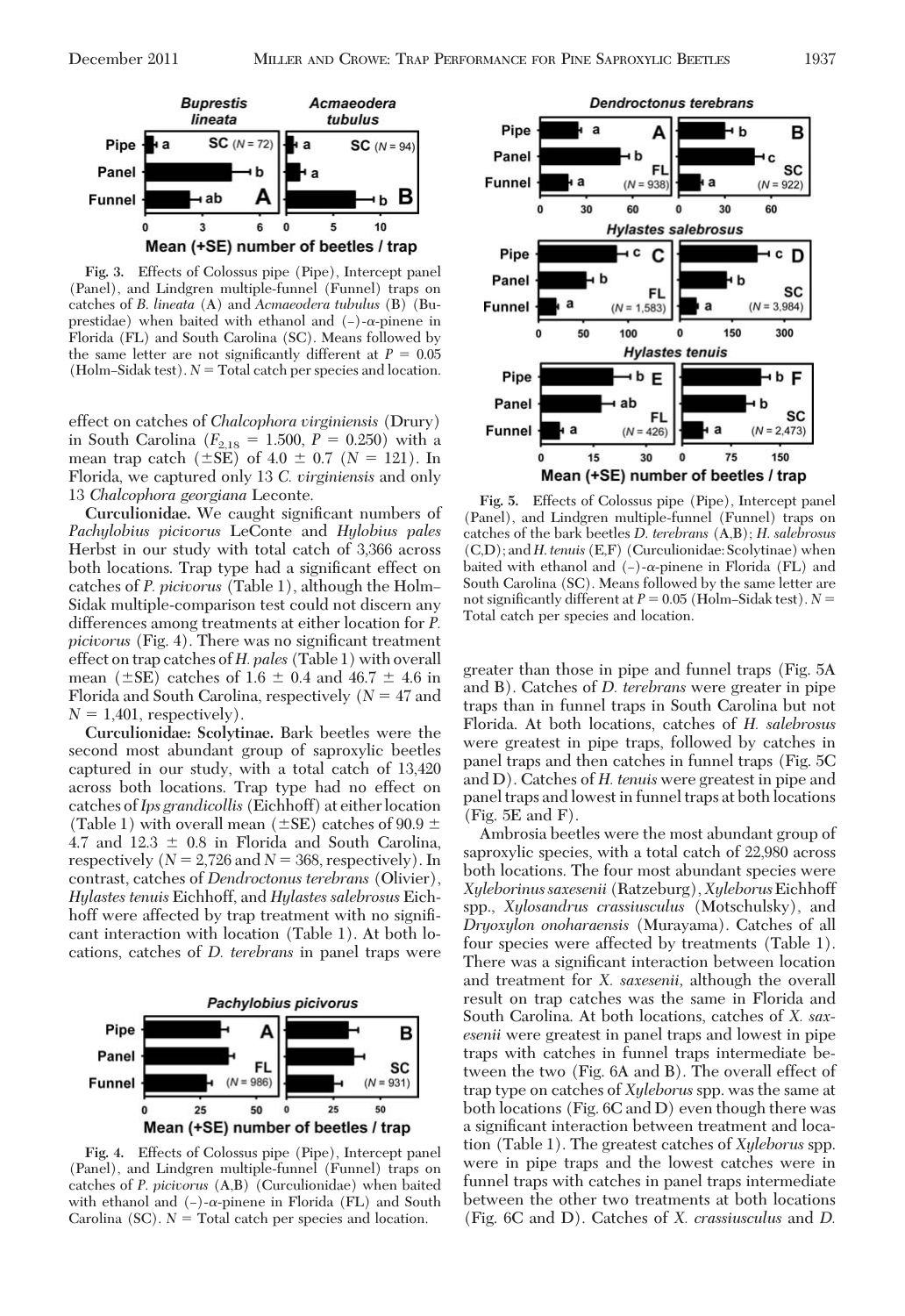*Buprestis lineata*

*Acmaeodera tubulus*

Pipe a SC ($N$ = 72) a SC ($N$ = 94)

Panel b a

Funnel ab A b B

0 3 6 0 5 10

Mean (+SE) number of beetles / trap

**Fig. 3.** Effects of Colossus pipe (Pipe), Intercept panel (Panel), and Lindgren multiple-funnel (Funnel) traps on catches of *B. lineata* (A) and *Acmaeodera tubulus* (B) (Buprestidae) when baited with ethanol and (–)-α-pinene in Florida (FL) and South Carolina (SC). Means followed by the same letter are not significantly different at $P$ = 0.05 (Holm–Sidak test). $N$ = Total catch per species and location.

effect on catches of *Chalcophora virginiensis* (Drury) in South Carolina ($F_{2,18}$ = 1.500, $P$ = 0.250) with a mean trap catch (±SE) of 4.0 ± 0.7 ($N$ = 121). In Florida, we captured only 13 *C. virginiensis* and only 13 *Chalcophora georgiana* Leconte.

**Curculionidae.** We caught significant numbers of *Pachylobius picivorus* LeConte and *Hylobius pales* Herbst in our study with total catch of 3,366 across both locations. Trap type had a significant effect on catches of *P. picivorus* (Table 1), although the Holm–Sidak multiple-comparison test could not discern any differences among treatments at either location for *P. picivorus* (Fig. 4). There was no significant treatment effect on trap catches of *H. pales* (Table 1) with overall mean (±SE) catches of 1.6 ± 0.4 and 46.7 ± 4.6 in Florida and South Carolina, respectively ($N$ = 47 and $N$ = 1,401, respectively).

**Curculionidae: Scolytinae.** Bark beetles were the second most abundant group of saproxylic beetles captured in our study, with a total catch of 13,420 across both locations. Trap type had no effect on catches of *Ips grandicollis* (Eichhoff) at either location (Table 1) with overall mean (±SE) catches of 90.9 ± 4.7 and 12.3 ± 0.8 in Florida and South Carolina, respectively ($N$ = 2,726 and $N$ = 368, respectively). In contrast, catches of *Dendroctonus terebrans* (Olivier), *Hylastes tenuis* Eichhoff, and *Hylastes salebrosus* Eichhoff were affected by trap treatment with no significant interaction with location (Table 1). At both locations, catches of *D. terebrans* in panel traps were greater than those in pipe and funnel traps (Fig. 5A and B). Catches of *D. terebrans* were greater in pipe traps than in funnel traps in South Carolina but not Florida. At both locations, catches of *H. salebrosus* were greatest in pipe traps, followed by catches in panel traps and then catches in funnel traps (Fig. 5C and D). Catches of *H. tenuis* were greatest in pipe and panel traps and lowest in funnel traps at both locations (Fig. 5E and F).

*Pachylobius picivorus*

Pipe A B

Panel FL SC

Funnel ($N$ = 986) ($N$ = 931)

0 25 50 0 25 50

Mean (+SE) number of beetles / trap

**Fig. 4.** Effects of Colossus pipe (Pipe), Intercept panel (Panel), and Lindgren multiple-funnel (Funnel) traps on catches of *P. picivorus* (A,B) (Curculionidae) when baited with ethanol and (–)-α-pinene in Florida (FL) and South Carolina (SC). $N$ = Total catch per species and location.

*Dendroctonus terebrans*

Pipe a A b B

Panel b FL c SC

Funnel a ($N$ = 938) a ($N$ = 922)

0 30 60 0 30 60

*Hylastes salebrosus*

Pipe c C c D

Panel b FL b SC

Funnel a ($N$ = 1,583) a ($N$ = 3,984)

0 50 100 0 150 300

*Hylastes tenuis*

Pipe b E b F

Panel ab FL b SC

Funnel a ($N$ = 426) a ($N$ = 2,473)

0 15 30 0 75 150

Mean (+SE) number of beetles / trap

**Fig. 5.** Effects of Colossus pipe (Pipe), Intercept panel (Panel), and Lindgren multiple-funnel (Funnel) traps on catches of the bark beetles *D. terebrans* (A,B); *H. salebrosus* (C,D); and *H. tenuis* (E,F) (Curculionidae: Scolytinae) when baited with ethanol and (–)-α-pinene in Florida (FL) and South Carolina (SC). Means followed by the same letter are not significantly different at $P$ = 0.05 (Holm–Sidak test). $N$ = Total catch per species and location.

Ambrosia beetles were the most abundant group of saproxylic species, with a total catch of 22,980 across both locations. The four most abundant species were *Xyleborinus saxesenii* (Ratzeburg), *Xyleborus* Eichhoff spp., *Xylosandrus crassiusculus* (Motschulsky), and *Dryoxylon onoharaensis* (Murayama). Catches of all four species were affected by treatments (Table 1). There was a significant interaction between location and treatment for *X. saxesenii*, although the overall result on trap catches was the same in Florida and South Carolina. At both locations, catches of *X. saxesenii* were greatest in panel traps and lowest in pipe traps with catches in funnel traps intermediate between the two (Fig. 6A and B). The overall effect of trap type on catches of *Xyleborus* spp. was the same at both locations (Fig. 6C and D) even though there was a significant interaction between treatment and location (Table 1). The greatest catches of *Xyleborus* spp. were in pipe traps and the lowest catches were in funnel traps with catches in panel traps intermediate between the other two treatments at both locations (Fig. 6C and D). Catches of *X. crassiusculus* and *D.*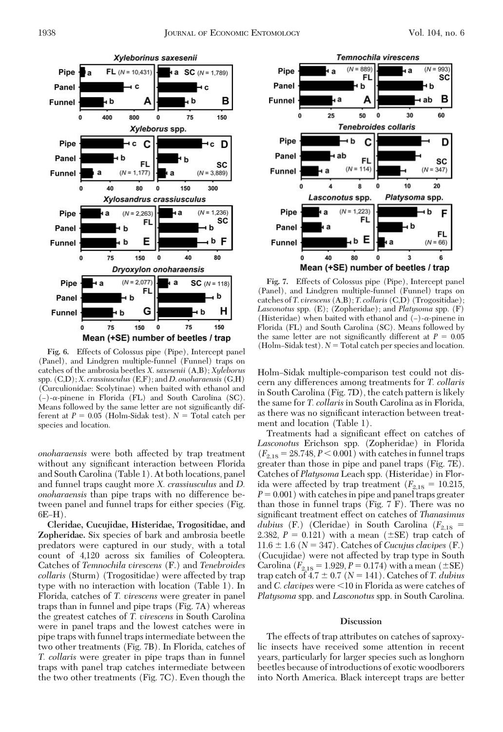*Xyleborinus saxesenii*

Pipe a FL (*N* = 10,431) a SC (*N* = 1,789)
Panel c c
Funnel b A b B
0 400 800 0 75 150

*Xyleborus* spp.

Pipe c C c D
Panel b b
Funnel a FL (*N* = 1,177) a SC (*N* = 3,889)
0 40 80 0 150 300

*Xylosandrus crassiusculus*

Pipe a (*N* = 2,263) a (*N* = 1,236)
FL SC
Panel b b
Funnel b E b F
0 75 150 0 40 80

*Dryoxylon onoharaensis*

Pipe a (*N* = 2,077) a SC (*N* = 118)
FL
Panel b b
Funnel b G b H
0 75 150 0 75 150

Mean (+SE) number of beetles / trap

Fig. 6. Effects of Colossus pipe (Pipe), Intercept panel (Panel), and Lindgren multiple-funnel (Funnel) traps on catches of the ambrosia beetles *X. saxesenii* (A,B); *Xyleborus* spp. (C,D); *X. crassiusculus* (E,F); and *D. onoharaensis* (G,H) (Curculionidae: Scolytinae) when baited with ethanol and (–)-α-pinene in Florida (FL) and South Carolina (SC). Means followed by the same letter are not significantly different at $P = 0.05$ (Holm-Sidak test). $N$ = Total catch per species and location.

*onoharaensis* were both affected by trap treatment without any significant interaction between Florida and South Carolina (Table 1). At both locations, panel and funnel traps caught more *X. crassiusculus* and *D. onoharaensis* than pipe traps with no difference between panel and funnel traps for either species (Fig. 6E–H).

**Cleridae, Cucujidae, Histeridae, Trogositidae, and Zopheridae.** Six species of bark and ambrosia beetle predators were captured in our study, with a total count of 4,120 across six families of Coleoptera. Catches of *Temnochila virescens* (F.) and *Tenebroides collaris* (Sturm) (Trogositidae) were affected by trap type with no interaction with location (Table 1). In Florida, catches of *T. virescens* were greater in panel traps than in funnel and pipe traps (Fig. 7A) whereas the greatest catches of *T. virescens* in South Carolina were in panel traps and the lowest catches were in pipe traps with funnel traps intermediate between the two other treatments (Fig. 7B). In Florida, catches of *T. collaris* were greater in pipe traps than in funnel traps with panel trap catches intermediate between the two other treatments (Fig. 7C). Even though the

*Temnochila virescens*

Pipe a (*N* = 889) a (*N* = 993)
FL SC
Panel b b
Funnel a A ab B
0 25 50 0 30 60

*Tenebroides collaris*

Pipe b C D
Panel ab FL SC
Funnel a (*N* = 114) (*N* = 347)
0 4 8 0 10 20

*Lasconotus* spp. *Platysoma* spp.

Pipe a (*N* = 1,223) b F
FL
Panel a b
Funnel b E a FL (*N* = 66)
0 40 80 0 3 6

Mean (+SE) number of beetles / trap

Fig. 7. Effects of Colossus pipe (Pipe), Intercept panel (Panel), and Lindgren multiple-funnel (Funnel) traps on catches of *T. virescens* (A,B); *T. collaris* (C,D) (Trogositidae); *Lasconotus* spp. (E); (Zopheridae); and *Platysoma* spp. (F) (Histeridae) when baited with ethanol and (–)-α-pinene in Florida (FL) and South Carolina (SC). Means followed by the same letter are not significantly different at $P = 0.05$ (Holm–Sidak test). $N$ = Total catch per species and location.

Holm–Sidak multiple-comparison test could not discern any differences among treatments for *T. collaris* in South Carolina (Fig. 7D), the catch pattern is likely the same for *T. collaris* in South Carolina as in Florida, as there was no significant interaction between treatment and location (Table 1).

Treatments had a significant effect on catches of *Lasconotus* Erichson spp. (Zopheridae) in Florida ($F_{2,18} = 28.748$, $P < 0.001$) with catches in funnel traps greater than those in pipe and panel traps (Fig. 7E). Catches of *Platysoma* Leach spp. (Histeridae) in Florida were affected by trap treatment ($F_{2,18} = 10.215$, $P = 0.001$) with catches in pipe and panel traps greater than those in funnel traps (Fig. 7 F). There was no significant treatment effect on catches of *Thanasimus dubius* (F.) (Cleridae) in South Carolina ($F_{2,18} = 2.382$, $P = 0.121$) with a mean (±SE) trap catch of $11.6 \pm 1.6$ ($N = 347$). Catches of *Cucujus clavipes* (F.) (Cucujidae) were not affected by trap type in South Carolina ($F_{2,18} = 1.929$, $P = 0.174$) with a mean (±SE) trap catch of $4.7 \pm 0.7$ ($N = 141$). Catches of *T. dubius* and *C. clavipes* were <10 in Florida as were catches of *Platysoma* spp. and *Lasconotus* spp. in South Carolina.

## Discussion

The effects of trap attributes on catches of saproxylic insects have received some attention in recent years, particularly for larger species such as longhorn beetles because of introductions of exotic woodborers into North America. Black intercept traps are better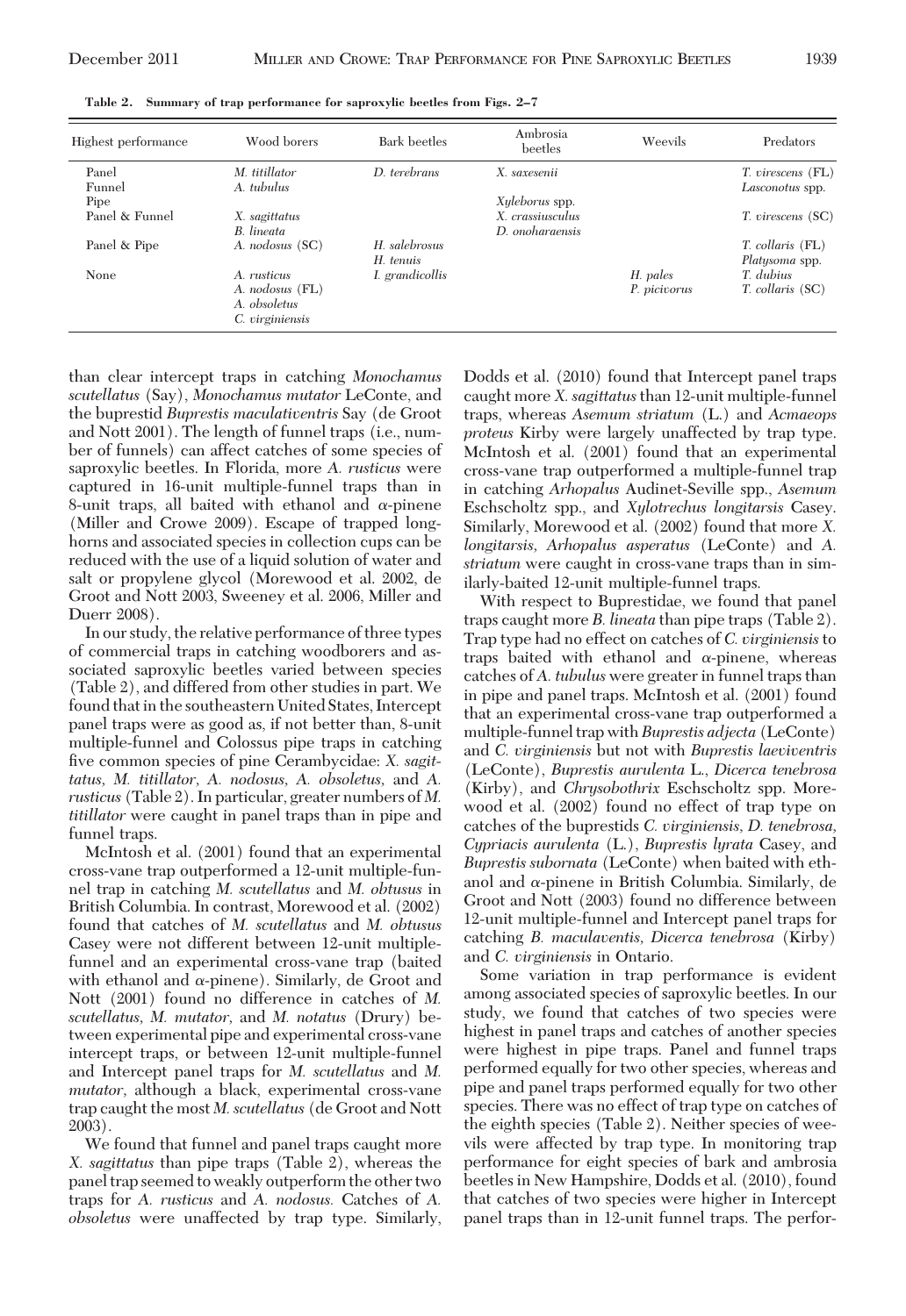**Table 2. Summary of trap performance for saproxylic beetles from Figs. 2–7**

| Highest performance | Wood borers | Bark beetles | Ambrosia beetles | Weevils | Predators |
|---|---|---|---|---|---|
| Panel | *M. titillator* | *D. terebrans* | *X. saxesenii* | | *T. virescens* (FL) |
| Funnel | *A. tubulus* | | | | *Lasconotus* spp. |
| Pipe | | | *Xyleborus* spp. | | |
| Panel & Funnel | *X. sagittatus*<br>*B. lineata* | | *X. crassiusculus*<br>*D. onoharaensis* | | *T. virescens* (SC) |
| Panel & Pipe | *A. nodosus* (SC) | *H. salebrosus*<br>*H. tenuis* | | | *T. collaris* (FL)<br>*Platysoma* spp. |
| None | *A. rusticus*<br>*A. nodosus* (FL)<br>*A. obsoletus*<br>*C. virginiensis* | *I. grandicollis* | | *H. pales*<br>*P. picivorus* | *T. dubius*<br>*T. collaris* (SC) |

than clear intercept traps in catching *Monochamus scutellatus* (Say), *Monochamus mutator* LeConte, and the buprestid *Buprestis maculativentris* Say (de Groot and Nott 2001). The length of funnel traps (i.e., number of funnels) can affect catches of some species of saproxylic beetles. In Florida, more *A. rusticus* were captured in 16-unit multiple-funnel traps than in 8-unit traps, all baited with ethanol and $\alpha$-pinene (Miller and Crowe 2009). Escape of trapped longhorns and associated species in collection cups can be reduced with the use of a liquid solution of water and salt or propylene glycol (Morewood et al. 2002, de Groot and Nott 2003, Sweeney et al. 2006, Miller and Duerr 2008).

In our study, the relative performance of three types of commercial traps in catching woodborers and associated saproxylic beetles varied between species (Table 2), and differed from other studies in part. We found that in the southeastern United States, Intercept panel traps were as good as, if not better than, 8-unit multiple-funnel and Colossus pipe traps in catching five common species of pine Cerambycidae: *X. sagittatus*, *M. titillator*, *A. nodosus*, *A. obsoletus*, and *A. rusticus* (Table 2). In particular, greater numbers of *M. titillator* were caught in panel traps than in pipe and funnel traps.

McIntosh et al. (2001) found that an experimental cross-vane trap outperformed a 12-unit multiple-funnel trap in catching *M. scutellatus* and *M. obtusus* in British Columbia. In contrast, Morewood et al. (2002) found that catches of *M. scutellatus* and *M. obtusus* Casey were not different between 12-unit multiple-funnel and an experimental cross-vane trap (baited with ethanol and $\alpha$-pinene). Similarly, de Groot and Nott (2001) found no difference in catches of *M. scutellatus, M. mutator,* and *M. notatus* (Drury) between experimental pipe and experimental cross-vane intercept traps, or between 12-unit multiple-funnel and Intercept panel traps for *M. scutellatus* and *M. mutator,* although a black, experimental cross-vane trap caught the most *M. scutellatus* (de Groot and Nott 2003).

We found that funnel and panel traps caught more *X. sagittatus* than pipe traps (Table 2), whereas the panel trap seemed to weakly outperform the other two traps for *A. rusticus* and *A. nodosus.* Catches of *A. obsoletus* were unaffected by trap type. Similarly, Dodds et al. (2010) found that Intercept panel traps caught more *X. sagittatus* than 12-unit multiple-funnel traps, whereas *Asemum striatum* (L.) and *Acmaeops proteus* Kirby were largely unaffected by trap type. McIntosh et al. (2001) found that an experimental cross-vane trap outperformed a multiple-funnel trap in catching *Arhopalus* Audinet-Seville spp., *Asemum* Eschscholtz spp., and *Xylotrechus longitarsis* Casey. Similarly, Morewood et al. (2002) found that more *X. longitarsis*, *Arhopalus asperatus* (LeConte) and *A. striatum* were caught in cross-vane traps than in similarly-baited 12-unit multiple-funnel traps.

With respect to Buprestidae, we found that panel traps caught more *B. lineata* than pipe traps (Table 2). Trap type had no effect on catches of *C. virginiensis* to traps baited with ethanol and $\alpha$-pinene, whereas catches of *A. tubulus* were greater in funnel traps than in pipe and panel traps. McIntosh et al. (2001) found that an experimental cross-vane trap outperformed a multiple-funnel trap with *Buprestis adjecta* (LeConte) and *C. virginiensis* but not with *Buprestis laeviventris* (LeConte), *Buprestis aurulenta* L., *Dicerca tenebrosa* (Kirby), and *Chrysobothrix* Eschscholtz spp. Morewood et al. (2002) found no effect of trap type on catches of the buprestids *C. virginiensis, D. tenebrosa, Cypriacis aurulenta* (L.), *Buprestis lyrata* Casey, and *Buprestis subornata* (LeConte) when baited with ethanol and $\alpha$-pinene in British Columbia. Similarly, de Groot and Nott (2003) found no difference between 12-unit multiple-funnel and Intercept panel traps for catching *B. maculaventris, Dicerca tenebrosa* (Kirby) and *C. virginiensis* in Ontario.

Some variation in trap performance is evident among associated species of saproxylic beetles. In our study, we found that catches of two species were highest in panel traps and catches of another species were highest in pipe traps. Panel and funnel traps performed equally for two other species, whereas and pipe and panel traps performed equally for two other species. There was no effect of trap type on catches of the eighth species (Table 2). Neither species of weevils were affected by trap type. In monitoring trap performance for eight species of bark and ambrosia beetles in New Hampshire, Dodds et al. (2010), found that catches of two species were higher in Intercept panel traps than in 12-unit funnel traps. The perfor-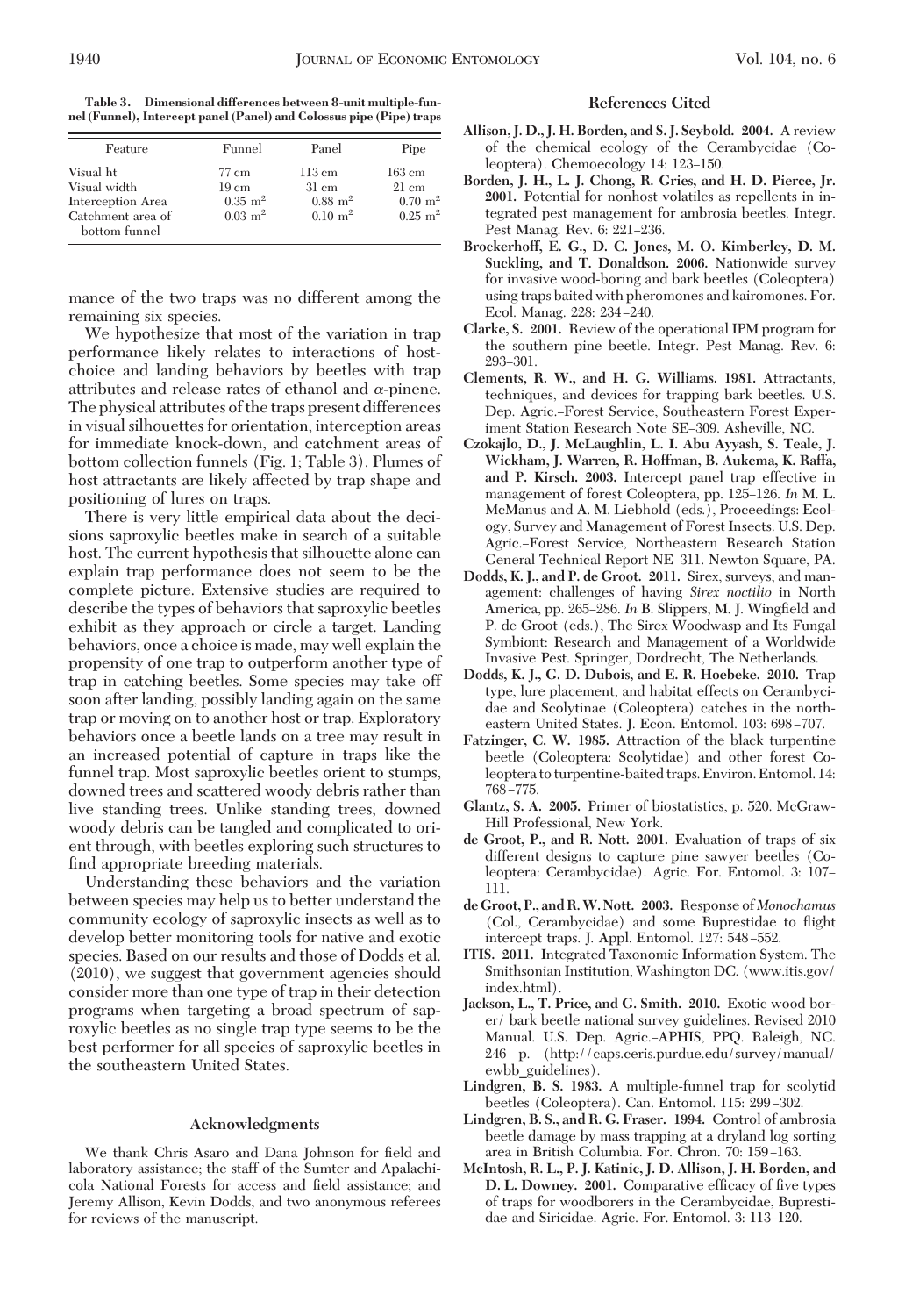Table 3. Dimensional differences between 8-unit multiple-funnel (Funnel), Intercept panel (Panel) and Colossus pipe (Pipe) traps

| Feature | Funnel | Panel | Pipe |
|---|---|---|---|
| Visual ht | 77 cm | 113 cm | 163 cm |
| Visual width | 19 cm | 31 cm | 21 cm |
| Interception Area | 0.35 $m^2$ | 0.88 $m^2$ | 0.70 $m^2$ |
| Catchment area of bottom funnel | 0.03 $m^2$ | 0.10 $m^2$ | 0.25 $m^2$ |

mance of the two traps was no different among the remaining six species.

We hypothesize that most of the variation in trap performance likely relates to interactions of host-choice and landing behaviors by beetles with trap attributes and release rates of ethanol and $\alpha$-pinene. The physical attributes of the traps present differences in visual silhouettes for orientation, interception areas for immediate knock-down, and catchment areas of bottom collection funnels (Fig. 1; Table 3). Plumes of host attractants are likely affected by trap shape and positioning of lures on traps.

There is very little empirical data about the decisions saproxylic beetles make in search of a suitable host. The current hypothesis that silhouette alone can explain trap performance does not seem to be the complete picture. Extensive studies are required to describe the types of behaviors that saproxylic beetles exhibit as they approach or circle a target. Landing behaviors, once a choice is made, may well explain the propensity of one trap to outperform another type of trap in catching beetles. Some species may take off soon after landing, possibly landing again on the same trap or moving on to another host or trap. Exploratory behaviors once a beetle lands on a tree may result in an increased potential of capture in traps like the funnel trap. Most saproxylic beetles orient to stumps, downed trees and scattered woody debris rather than live standing trees. Unlike standing trees, downed woody debris can be tangled and complicated to orient through, with beetles exploring such structures to find appropriate breeding materials.

Understanding these behaviors and the variation between species may help us to better understand the community ecology of saproxylic insects as well as to develop better monitoring tools for native and exotic species. Based on our results and those of Dodds et al. (2010), we suggest that government agencies should consider more than one type of trap in their detection programs when targeting a broad spectrum of saproxylic beetles as no single trap type seems to be the best performer for all species of saproxylic beetles in the southeastern United States.

## Acknowledgments

We thank Chris Asaro and Dana Johnson for field and laboratory assistance; the staff of the Sumter and Apalachicola National Forests for access and field assistance; and Jeremy Allison, Kevin Dodds, and two anonymous referees for reviews of the manuscript.

## References Cited

**Allison, J. D., J. H. Borden, and S. J. Seybold. 2004.** A review of the chemical ecology of the Cerambycidae (Coleoptera). Chemoecology 14: 123–150.

**Borden, J. H., L. J. Chong, R. Gries, and H. D. Pierce, Jr. 2001.** Potential for nonhost volatiles as repellents in integrated pest management for ambrosia beetles. Integr. Pest Manag. Rev. 6: 221–236.

**Brockerhoff, E. G., D. C. Jones, M. O. Kimberley, D. M. Suckling, and T. Donaldson. 2006.** Nationwide survey for invasive wood-boring and bark beetles (Coleoptera) using traps baited with pheromones and kairomones. For. Ecol. Manag. 228: 234–240.

**Clarke, S. 2001.** Review of the operational IPM program for the southern pine beetle. Integr. Pest Manag. Rev. 6: 293–301.

**Clements, R. W., and H. G. Williams. 1981.** Attractants, techniques, and devices for trapping bark beetles. U.S. Dep. Agric.–Forest Service, Southeastern Forest Experiment Station Research Note SE–309. Asheville, NC.

**Czokajlo, D., J. McLaughlin, L. I. Abu Ayyash, S. Teale, J. Wickham, J. Warren, R. Hoffman, B. Aukema, K. Raffa, and P. Kirsch. 2003.** Intercept panel trap effective in management of forest Coleoptera, pp. 125–126. *In* M. L. McManus and A. M. Liebhold (eds.), Proceedings: Ecology, Survey and Management of Forest Insects. U.S. Dep. Agric.–Forest Service, Northeastern Research Station General Technical Report NE–311. Newton Square, PA.

**Dodds, K. J., and P. de Groot. 2011.** Sirex, surveys, and management: challenges of having *Sirex noctilio* in North America, pp. 265–286. *In* B. Slippers, M. J. Wingfield and P. de Groot (eds.), The Sirex Woodwasp and Its Fungal Symbiont: Research and Management of a Worldwide Invasive Pest. Springer, Dordrecht, The Netherlands.

**Dodds, K. J., G. D. Dubois, and E. R. Hoebeke. 2010.** Trap type, lure placement, and habitat effects on Cerambycidae and Scolytinae (Coleoptera) catches in the northeastern United States. J. Econ. Entomol. 103: 698–707.

**Fatzinger, C. W. 1985.** Attraction of the black turpentine beetle (Coleoptera: Scolytidae) and other forest Coleoptera to turpentine-baited traps. Environ. Entomol. 14: 768–775.

**Glantz, S. A. 2005.** Primer of biostatistics, p. 520. McGraw-Hill Professional, New York.

**de Groot, P., and R. Nott. 2001.** Evaluation of traps of six different designs to capture pine sawyer beetles (Coleoptera: Cerambycidae). Agric. For. Entomol. 3: 107–111.

**de Groot, P., and R. W. Nott. 2003.** Response of *Monochamus* (Col., Cerambycidae) and some Buprestidae to flight intercept traps. J. Appl. Entomol. 127: 548–552.

**ITIS. 2011.** Integrated Taxonomic Information System. The Smithsonian Institution, Washington DC. (www.itis.gov/index.html).

**Jackson, L., T. Price, and G. Smith. 2010.** Exotic wood borer/ bark beetle national survey guidelines. Revised 2010 Manual. U.S. Dep. Agric.–APHIS, PPQ. Raleigh, NC. 246 p. (http://caps.ceris.purdue.edu/survey/manual/ewbb_guidelines).

**Lindgren, B. S. 1983.** A multiple-funnel trap for scolytid beetles (Coleoptera). Can. Entomol. 115: 299–302.

**Lindgren, B. S., and R. G. Fraser. 1994.** Control of ambrosia beetle damage by mass trapping at a dryland log sorting area in British Columbia. For. Chron. 70: 159–163.

**McIntosh, R. L., P. J. Katinic, J. D. Allison, J. H. Borden, and D. L. Downey. 2001.** Comparative efficacy of five types of traps for woodborers in the Cerambycidae, Buprestidae and Siricidae. Agric. For. Entomol. 3: 113–120.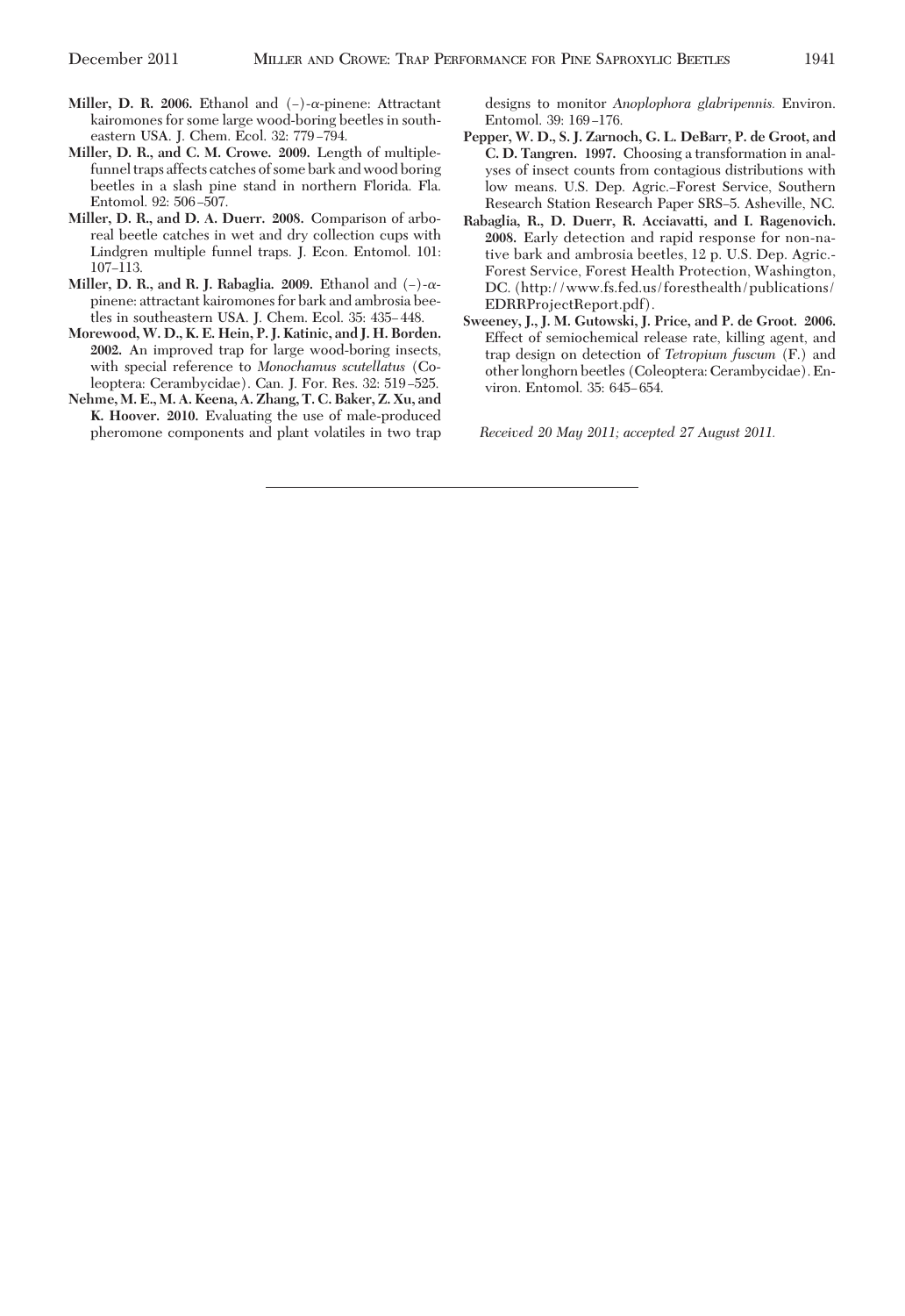**Miller, D. R. 2006.** Ethanol and (–)-$\alpha$-pinene: Attractant kairomones for some large wood-boring beetles in southeastern USA. J. Chem. Ecol. 32: 779–794.

**Miller, D. R., and C. M. Crowe. 2009.** Length of multiple-funnel traps affects catches of some bark and wood boring beetles in a slash pine stand in northern Florida. Fla. Entomol. 92: 506–507.

**Miller, D. R., and D. A. Duerr. 2008.** Comparison of arboreal beetle catches in wet and dry collection cups with Lindgren multiple funnel traps. J. Econ. Entomol. 101: 107–113.

**Miller, D. R., and R. J. Rabaglia. 2009.** Ethanol and (–)-$\alpha$-pinene: attractant kairomones for bark and ambrosia beetles in southeastern USA. J. Chem. Ecol. 35: 435–448.

**Morewood, W. D., K. E. Hein, P. J. Katinic, and J. H. Borden. 2002.** An improved trap for large wood-boring insects, with special reference to *Monochamus scutellatus* (Coleoptera: Cerambycidae). Can. J. For. Res. 32: 519–525.

**Nehme, M. E., M. A. Keena, A. Zhang, T. C. Baker, Z. Xu, and K. Hoover. 2010.** Evaluating the use of male-produced pheromone components and plant volatiles in two trap designs to monitor *Anoplophora glabripennis*. Environ. Entomol. 39: 169–176.

**Pepper, W. D., S. J. Zarnoch, G. L. DeBarr, P. de Groot, and C. D. Tangren. 1997.** Choosing a transformation in analyses of insect counts from contagious distributions with low means. U.S. Dep. Agric.–Forest Service, Southern Research Station Research Paper SRS–5. Asheville, NC.

**Rabaglia, R., D. Duerr, R. Acciavatti, and I. Ragenovich. 2008.** Early detection and rapid response for non-native bark and ambrosia beetles, 12 p. U.S. Dep. Agric.-Forest Service, Forest Health Protection, Washington, DC. (http://www.fs.fed.us/foresthealth/publications/EDRRProjectReport.pdf).

**Sweeney, J., J. M. Gutowski, J. Price, and P. de Groot. 2006.** Effect of semiochemical release rate, killing agent, and trap design on detection of *Tetropium fuscum* (F.) and other longhorn beetles (Coleoptera: Cerambycidae). Environ. Entomol. 35: 645–654.

*Received 20 May 2011; accepted 27 August 2011.*